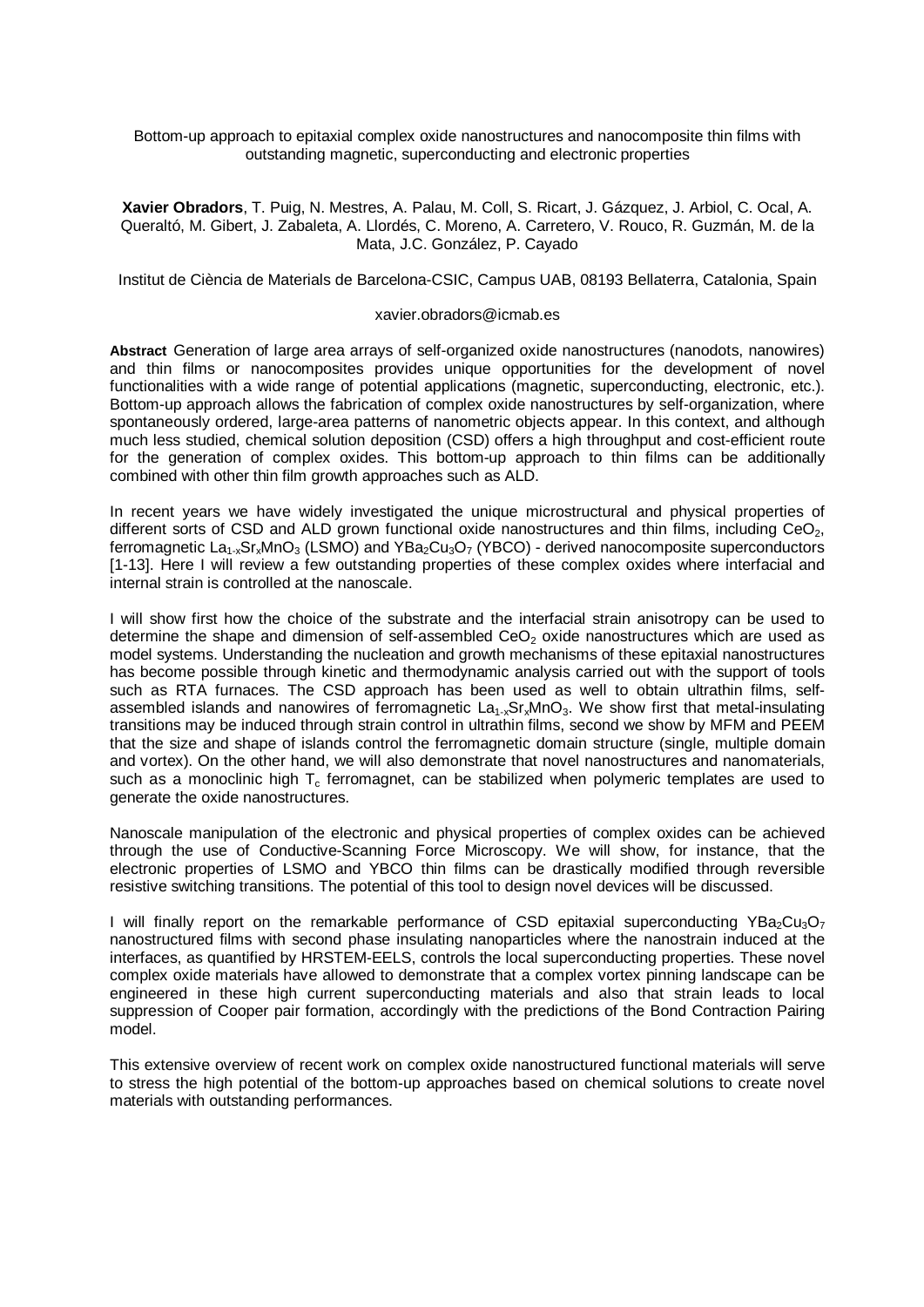# Bottom-up approach to epitaxial complex oxide nanostructures and nanocomposite thin films with outstanding magnetic, superconducting and electronic properties

**Xavier Obradors**, T. Puig, N. Mestres, A. Palau, M. Coll, S. Ricart, J. Gázquez, J. Arbiol, C. Ocal, A. Queraltó, M. Gibert, J. Zabaleta, A. Llordés, C. Moreno, A. Carretero, V. Rouco, R. Guzmán, M. de la Mata, J.C. González, P. Cayado

Institut de Ciència de Materials de Barcelona-CSIC, Campus UAB, 08193 Bellaterra, Catalonia, Spain

xavier.obradors@icmab.es

**Abstract** Generation of large area arrays of self-organized oxide nanostructures (nanodots, nanowires) and thin films or nanocomposites provides unique opportunities for the development of novel functionalities with a wide range of potential applications (magnetic, superconducting, electronic, etc.). Bottom-up approach allows the fabrication of complex oxide nanostructures by self-organization, where spontaneously ordered, large-area patterns of nanometric objects appear. In this context, and although much less studied, chemical solution deposition (CSD) offers a high throughput and cost-efficient route for the generation of complex oxides. This bottom-up approach to thin films can be additionally combined with other thin film growth approaches such as ALD.

In recent years we have widely investigated the unique microstructural and physical properties of different sorts of CSD and ALD grown functional oxide nanostructures and thin films, including $CeO_2$, ferromagnetic $La_{1-x}Sr_xMnO_3$ (LSMO) and $YBa_2Cu_3O_7$ (YBCO) - derived nanocomposite superconductors [1-13]. Here I will review a few outstanding properties of these complex oxides where interfacial and internal strain is controlled at the nanoscale.

I will show first how the choice of the substrate and the interfacial strain anisotropy can be used to determine the shape and dimension of self-assembled $CeO_2$ oxide nanostructures which are used as model systems. Understanding the nucleation and growth mechanisms of these epitaxial nanostructures has become possible through kinetic and thermodynamic analysis carried out with the support of tools such as RTA furnaces. The CSD approach has been used as well to obtain ultrathin films, self-assembled islands and nanowires of ferromagnetic $La_{1-x}Sr_xMnO_3$. We show first that metal-insulating transitions may be induced through strain control in ultrathin films, second we show by MFM and PEEM that the size and shape of islands control the ferromagnetic domain structure (single, multiple domain and vortex). On the other hand, we will also demonstrate that novel nanostructures and nanomaterials, such as a monoclinic high $T_c$ ferromagnet, can be stabilized when polymeric templates are used to generate the oxide nanostructures.

Nanoscale manipulation of the electronic and physical properties of complex oxides can be achieved through the use of Conductive-Scanning Force Microscopy. We will show, for instance, that the electronic properties of LSMO and YBCO thin films can be drastically modified through reversible resistive switching transitions. The potential of this tool to design novel devices will be discussed.

I will finally report on the remarkable performance of CSD epitaxial superconducting $YBa_2Cu_3O_7$ nanostructured films with second phase insulating nanoparticles where the nanostrain induced at the interfaces, as quantified by HRSTEM-EELS, controls the local superconducting properties. These novel complex oxide materials have allowed to demonstrate that a complex vortex pinning landscape can be engineered in these high current superconducting materials and also that strain leads to local suppression of Cooper pair formation, accordingly with the predictions of the Bond Contraction Pairing model.

This extensive overview of recent work on complex oxide nanostructured functional materials will serve to stress the high potential of the bottom-up approaches based on chemical solutions to create novel materials with outstanding performances.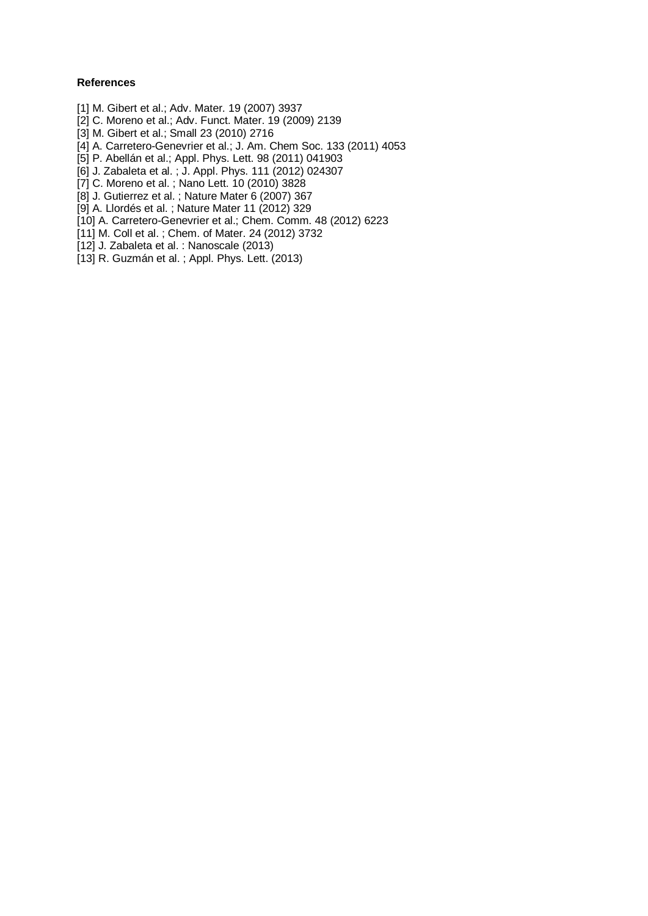**References**

[1] M. Gibert et al.; Adv. Mater. 19 (2007) 3937
[2] C. Moreno et al.; Adv. Funct. Mater. 19 (2009) 2139
[3] M. Gibert et al.; Small 23 (2010) 2716
[4] A. Carretero-Genevrier et al.; J. Am. Chem Soc. 133 (2011) 4053
[5] P. Abellán et al.; Appl. Phys. Lett. 98 (2011) 041903
[6] J. Zabaleta et al. ; J. Appl. Phys. 111 (2012) 024307
[7] C. Moreno et al. ; Nano Lett. 10 (2010) 3828
[8] J. Gutierrez et al. ; Nature Mater 6 (2007) 367
[9] A. Llordés et al. ; Nature Mater 11 (2012) 329
[10] A. Carretero-Genevrier et al.; Chem. Comm. 48 (2012) 6223
[11] M. Coll et al. ; Chem. of Mater. 24 (2012) 3732
[12] J. Zabaleta et al. : Nanoscale (2013)
[13] R. Guzmán et al. ; Appl. Phys. Lett. (2013)